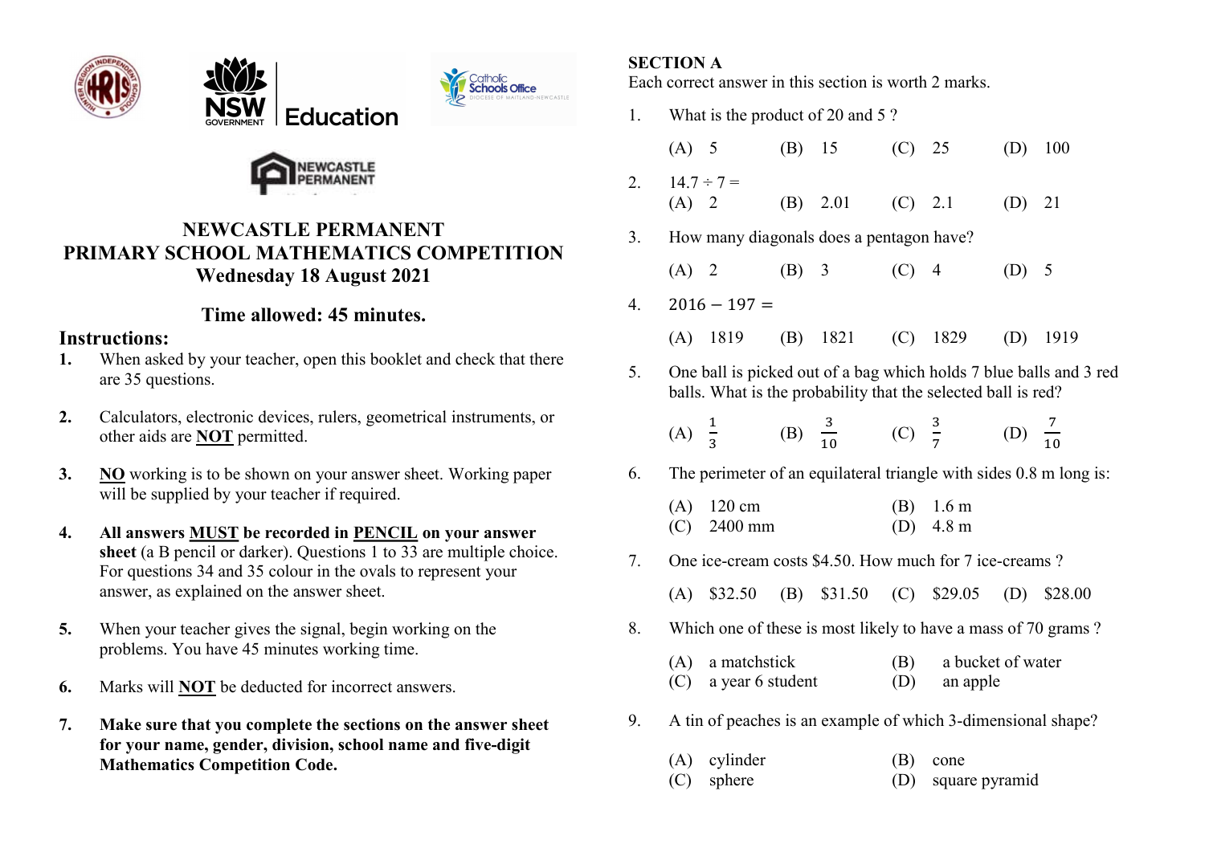# NEWCASTLE PERMANENT
# PRIMARY SCHOOL MATHEMATICS COMPETITION
## Wednesday 18 August 2021

## Time allowed: 45 minutes.

## Instructions:

1. When asked by your teacher, open this booklet and check that there are 35 questions.

2. Calculators, electronic devices, rulers, geometrical instruments, or other aids are **NOT** permitted.

3. **NO** working is to be shown on your answer sheet. Working paper will be supplied by your teacher if required.

4. **All answers MUST be recorded in PENCIL on your answer sheet** (a B pencil or darker). Questions 1 to 33 are multiple choice. For questions 34 and 35 colour in the ovals to represent your answer, as explained on the answer sheet.

5. When your teacher gives the signal, begin working on the problems. You have 45 minutes working time.

6. Marks will **NOT** be deducted for incorrect answers.

7. **Make sure that you complete the sections on the answer sheet for your name, gender, division, school name and five-digit Mathematics Competition Code.**

**SECTION A**

Each correct answer in this section is worth 2 marks.

1. What is the product of 20 and 5 ?

   (A) 5 (B) 15 (C) 25 (D) 100

2. $14.7 \div 7 =$

   (A) 2 (B) 2.01 (C) 2.1 (D) 21

3. How many diagonals does a pentagon have?

   (A) 2 (B) 3 (C) 4 (D) 5

4. $2016 - 197 =$

   (A) 1819 (B) 1821 (C) 1829 (D) 1919

5. One ball is picked out of a bag which holds 7 blue balls and 3 red balls. What is the probability that the selected ball is red?

   (A) $\frac{1}{3}$ (B) $\frac{3}{10}$ (C) $\frac{3}{7}$ (D) $\frac{7}{10}$

6. The perimeter of an equilateral triangle with sides 0.8 m long is:

   (A) 120 cm (B) 1.6 m
   (C) 2400 mm (D) 4.8 m

7. One ice-cream costs $4.50. How much for 7 ice-creams ?

   (A) $32.50 (B) $31.50 (C) $29.05 (D) $28.00

8. Which one of these is most likely to have a mass of 70 grams ?

   (A) a matchstick (B) a bucket of water
   (C) a year 6 student (D) an apple

9. A tin of peaches is an example of which 3-dimensional shape?

   (A) cylinder (B) cone
   (C) sphere (D) square pyramid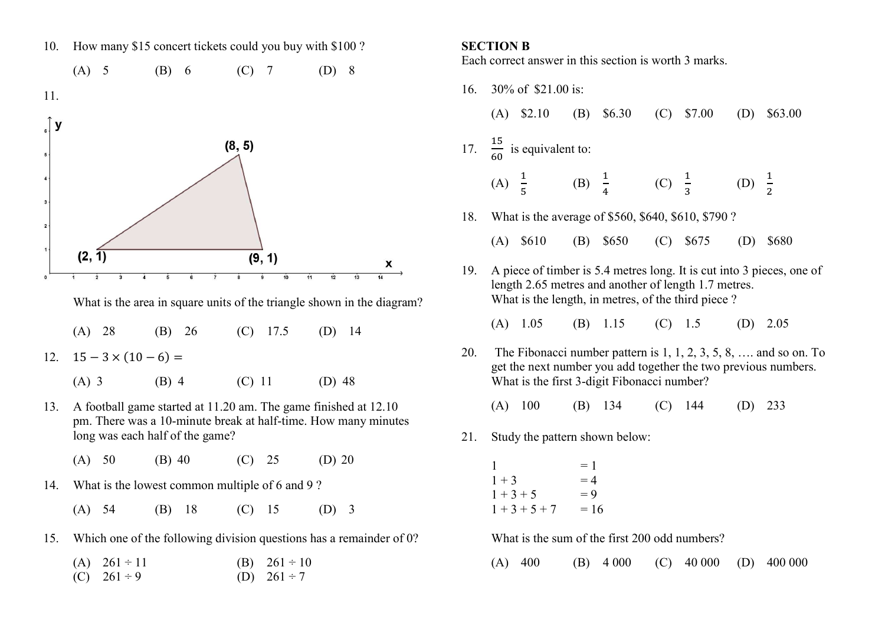10. How many $15 concert tickets could you buy with $100 ?

(A) 5 (B) 6 (C) 7 (D) 8

11.

(8, 5)

(2, 1) (9, 1)

What is the area in square units of the triangle shown in the diagram?

(A) 28 (B) 26 (C) 17.5 (D) 14

12. $15 - 3 \times (10 - 6) =$

(A) 3 (B) 4 (C) 11 (D) 48

13. A football game started at 11.20 am. The game finished at 12.10 pm. There was a 10-minute break at half-time. How many minutes long was each half of the game?

(A) 50 (B) 40 (C) 25 (D) 20

14. What is the lowest common multiple of 6 and 9 ?

(A) 54 (B) 18 (C) 15 (D) 3

15. Which one of the following division questions has a remainder of 0?

(A) 261 ÷ 11 (B) 261 ÷ 10
(C) 261 ÷ 9 (D) 261 ÷ 7

**SECTION B**

Each correct answer in this section is worth 3 marks.

16. 30% of $21.00 is:

(A) $2.10 (B) $6.30 (C) $7.00 (D) $63.00

17. $\frac{15}{60}$ is equivalent to:

(A) $\frac{1}{5}$ (B) $\frac{1}{4}$ (C) $\frac{1}{3}$ (D) $\frac{1}{2}$

18. What is the average of $560, $640, $610, $790 ?

(A) $610 (B) $650 (C) $675 (D) $680

19. A piece of timber is 5.4 metres long. It is cut into 3 pieces, one of length 2.65 metres and another of length 1.7 metres. What is the length, in metres, of the third piece ?

(A) 1.05 (B) 1.15 (C) 1.5 (D) 2.05

20. The Fibonacci number pattern is 1, 1, 2, 3, 5, 8, …. and so on. To get the next number you add together the two previous numbers. What is the first 3-digit Fibonacci number?

(A) 100 (B) 134 (C) 144 (D) 233

21. Study the pattern shown below:

1 = 1
1 + 3 = 4
1 + 3 + 5 = 9
1 + 3 + 5 + 7 = 16

What is the sum of the first 200 odd numbers?

(A) 400 (B) 4 000 (C) 40 000 (D) 400 000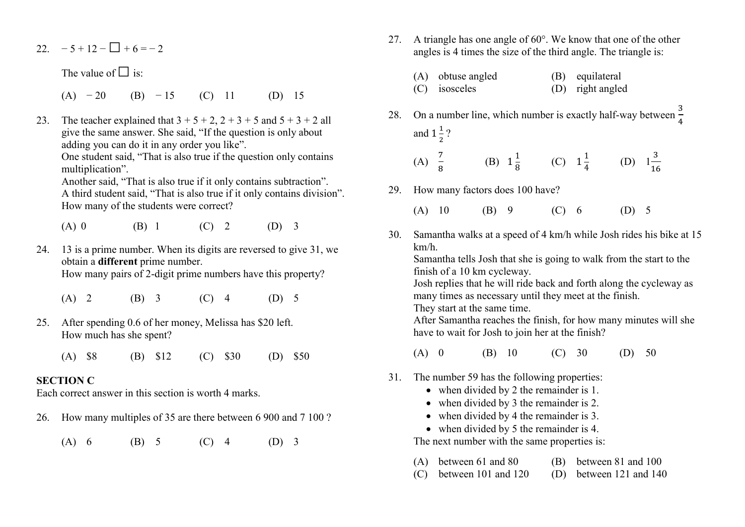22. $-5 + 12 - \square + 6 = -2$

The value of $\square$ is:

(A) $-20$ (B) $-15$ (C) 11 (D) 15

23. The teacher explained that $3 + 5 + 2$, $2 + 3 + 5$ and $5 + 3 + 2$ all give the same answer. She said, "If the question is only about adding you can do it in any order you like".
One student said, "That is also true if the question only contains multiplication".
Another said, "That is also true if it only contains subtraction".
A third student said, "That is also true if it only contains division".
How many of the students were correct?

(A) 0 (B) 1 (C) 2 (D) 3

24. 13 is a prime number. When its digits are reversed to give 31, we obtain a **different** prime number.
How many pairs of 2-digit prime numbers have this property?

(A) 2 (B) 3 (C) 4 (D) 5

25. After spending 0.6 of her money, Melissa has $20 left.
How much has she spent?

(A) $8 (B) $12 (C) $30 (D) $50

## SECTION C

Each correct answer in this section is worth 4 marks.

26. How many multiples of 35 are there between 6 900 and 7 100 ?

(A) 6 (B) 5 (C) 4 (D) 3

27. A triangle has one angle of 60°. We know that one of the other angles is 4 times the size of the third angle. The triangle is:

(A) obtuse angled (B) equilateral
(C) isosceles (D) right angled

28. On a number line, which number is exactly half-way between $\frac{3}{4}$ and $1\frac{1}{2}$ ?

(A) $\frac{7}{8}$ (B) $1\frac{1}{8}$ (C) $1\frac{1}{4}$ (D) $1\frac{3}{16}$

29. How many factors does 100 have?

(A) 10 (B) 9 (C) 6 (D) 5

30. Samantha walks at a speed of 4 km/h while Josh rides his bike at 15 km/h.
Samantha tells Josh that she is going to walk from the start to the finish of a 10 km cycleway.
Josh replies that he will ride back and forth along the cycleway as many times as necessary until they meet at the finish.
They start at the same time.
After Samantha reaches the finish, for how many minutes will she have to wait for Josh to join her at the finish?

(A) 0 (B) 10 (C) 30 (D) 50

31. The number 59 has the following properties:
   - when divided by 2 the remainder is 1.
   - when divided by 3 the remainder is 2.
   - when divided by 4 the remainder is 3.
   - when divided by 5 the remainder is 4.

The next number with the same properties is:

(A) between 61 and 80 (B) between 81 and 100
(C) between 101 and 120 (D) between 121 and 140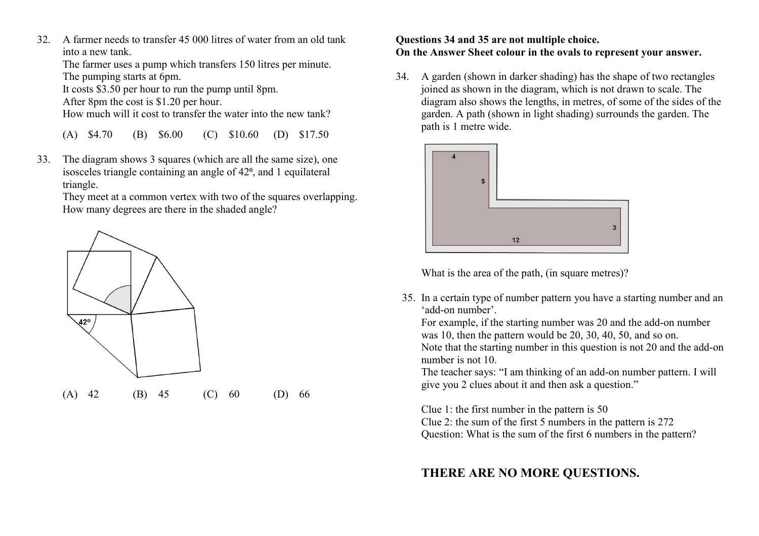32. A farmer needs to transfer 45 000 litres of water from an old tank into a new tank.
    The farmer uses a pump which transfers 150 litres per minute.
    The pumping starts at 6pm.
    It costs \$3.50 per hour to run the pump until 8pm.
    After 8pm the cost is \$1.20 per hour.
    How much will it cost to transfer the water into the new tank?

    (A) \$4.70 (B) \$6.00 (C) \$10.60 (D) \$17.50

33. The diagram shows 3 squares (which are all the same size), one isosceles triangle containing an angle of 42º, and 1 equilateral triangle.
    They meet at a common vertex with two of the squares overlapping.
    How many degrees are there in the shaded angle?

    42º

    (A) 42 (B) 45 (C) 60 (D) 66

**Questions 34 and 35 are not multiple choice.**
**On the Answer Sheet colour in the ovals to represent your answer.**

34. A garden (shown in darker shading) has the shape of two rectangles joined as shown in the diagram, which is not drawn to scale. The diagram also shows the lengths, in metres, of some of the sides of the garden. A path (shown in light shading) surrounds the garden. The path is 1 metre wide.

    4
    5
    3
    12

    What is the area of the path, (in square metres)?

35. In a certain type of number pattern you have a starting number and an 'add-on number'.
    For example, if the starting number was 20 and the add-on number was 10, then the pattern would be 20, 30, 40, 50, and so on.
    Note that the starting number in this question is not 20 and the add-on number is not 10.
    The teacher says: "I am thinking of an add-on number pattern. I will give you 2 clues about it and then ask a question."

    Clue 1: the first number in the pattern is 50
    Clue 2: the sum of the first 5 numbers in the pattern is 272
    Question: What is the sum of the first 6 numbers in the pattern?

## THERE ARE NO MORE QUESTIONS.